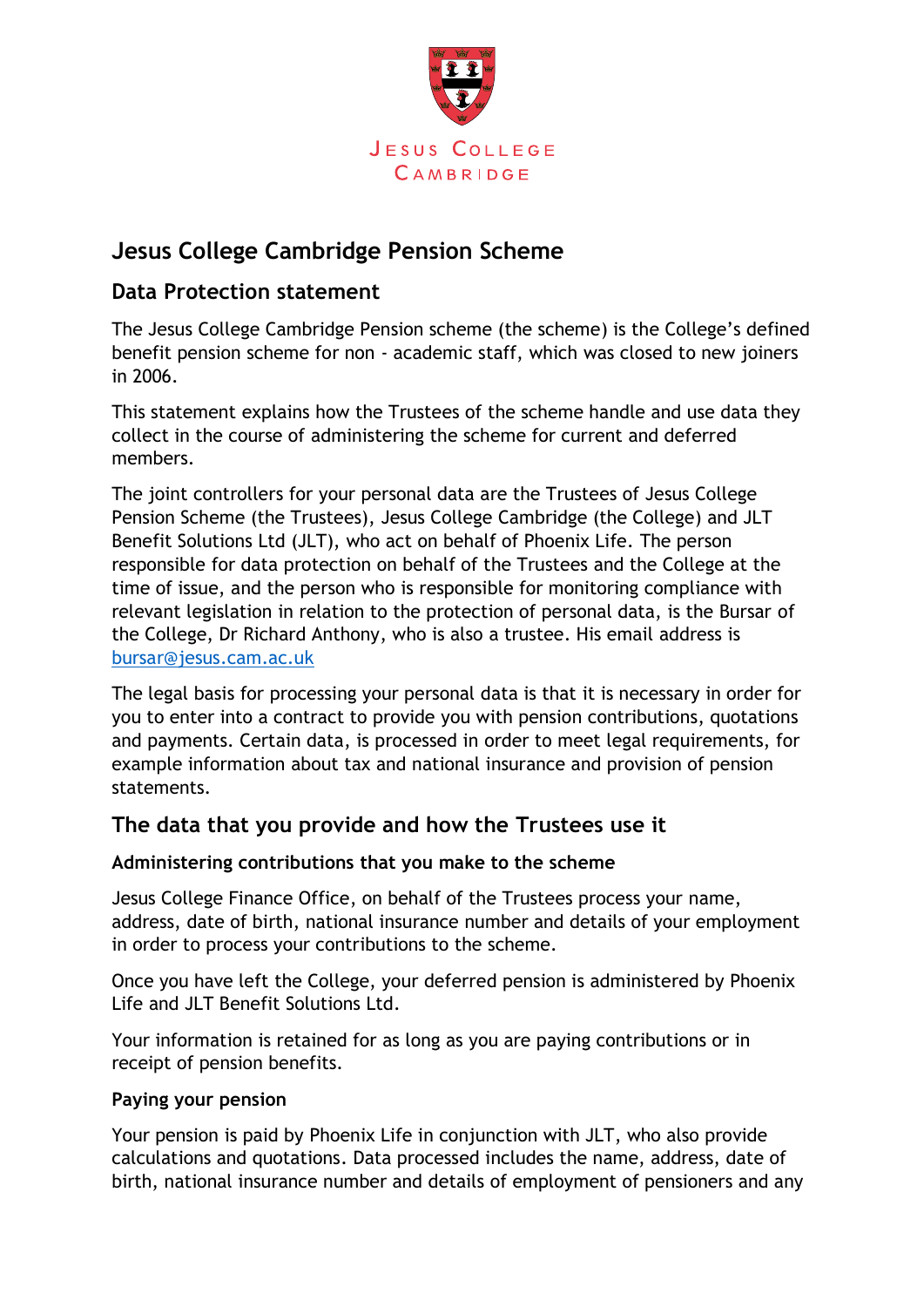Jesus College
Cambridge

# Jesus College Cambridge Pension Scheme

## Data Protection statement

The Jesus College Cambridge Pension scheme (the scheme) is the College's defined benefit pension scheme for non - academic staff, which was closed to new joiners in 2006.

This statement explains how the Trustees of the scheme handle and use data they collect in the course of administering the scheme for current and deferred members.

The joint controllers for your personal data are the Trustees of Jesus College Pension Scheme (the Trustees), Jesus College Cambridge (the College) and JLT Benefit Solutions Ltd (JLT), who act on behalf of Phoenix Life. The person responsible for data protection on behalf of the Trustees and the College at the time of issue, and the person who is responsible for monitoring compliance with relevant legislation in relation to the protection of personal data, is the Bursar of the College, Dr Richard Anthony, who is also a trustee. His email address is bursar@jesus.cam.ac.uk

The legal basis for processing your personal data is that it is necessary in order for you to enter into a contract to provide you with pension contributions, quotations and payments. Certain data, is processed in order to meet legal requirements, for example information about tax and national insurance and provision of pension statements.

## The data that you provide and how the Trustees use it

### Administering contributions that you make to the scheme

Jesus College Finance Office, on behalf of the Trustees process your name, address, date of birth, national insurance number and details of your employment in order to process your contributions to the scheme.

Once you have left the College, your deferred pension is administered by Phoenix Life and JLT Benefit Solutions Ltd.

Your information is retained for as long as you are paying contributions or in receipt of pension benefits.

### Paying your pension

Your pension is paid by Phoenix Life in conjunction with JLT, who also provide calculations and quotations. Data processed includes the name, address, date of birth, national insurance number and details of employment of pensioners and any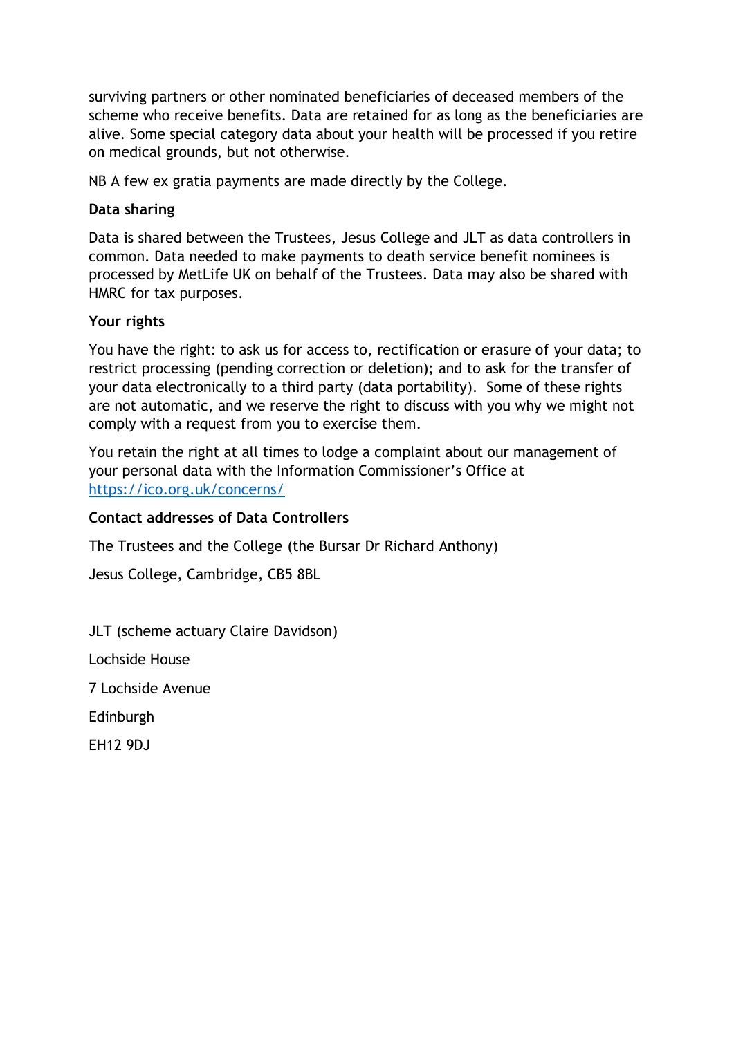surviving partners or other nominated beneficiaries of deceased members of the scheme who receive benefits. Data are retained for as long as the beneficiaries are alive. Some special category data about your health will be processed if you retire on medical grounds, but not otherwise.

NB A few ex gratia payments are made directly by the College.

**Data sharing**

Data is shared between the Trustees, Jesus College and JLT as data controllers in common. Data needed to make payments to death service benefit nominees is processed by MetLife UK on behalf of the Trustees. Data may also be shared with HMRC for tax purposes.

**Your rights**

You have the right: to ask us for access to, rectification or erasure of your data; to restrict processing (pending correction or deletion); and to ask for the transfer of your data electronically to a third party (data portability). Some of these rights are not automatic, and we reserve the right to discuss with you why we might not comply with a request from you to exercise them.

You retain the right at all times to lodge a complaint about our management of your personal data with the Information Commissioner's Office at [https://ico.org.uk/concerns/](https://ico.org.uk/concerns/)

**Contact addresses of Data Controllers**

The Trustees and the College (the Bursar Dr Richard Anthony)

Jesus College, Cambridge, CB5 8BL

JLT (scheme actuary Claire Davidson)

Lochside House

7 Lochside Avenue

Edinburgh

EH12 9DJ